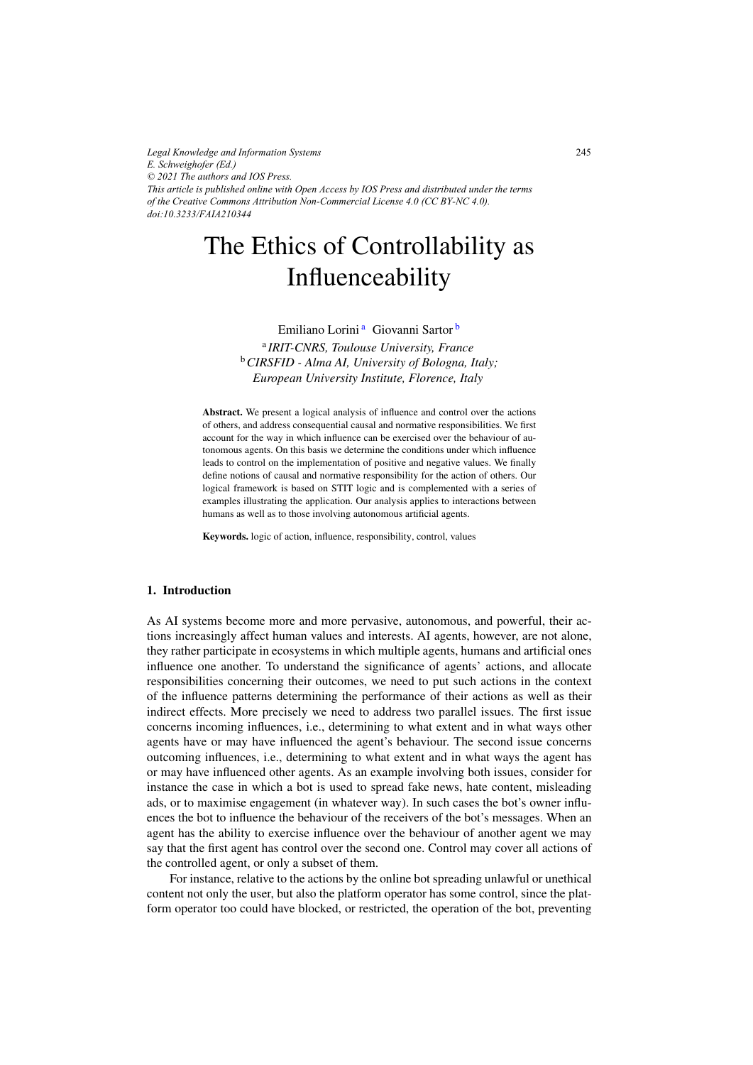*Legal Knowledge and Information Systems*
*E. Schweighofer (Ed.)*
*© 2021 The authors and IOS Press.*
*This article is published online with Open Access by IOS Press and distributed under the terms of the Creative Commons Attribution Non-Commercial License 4.0 (CC BY-NC 4.0).*
*doi:10.3233/FAIA210344*

# The Ethics of Controllability as Influenceability

Emiliano Lorini [a] Giovanni Sartor [b]

[a] *IRIT-CNRS, Toulouse University, France*
[b] *CIRSFID - Alma AI, University of Bologna, Italy; European University Institute, Florence, Italy*

**Abstract.** We present a logical analysis of influence and control over the actions of others, and address consequential causal and normative responsibilities. We first account for the way in which influence can be exercised over the behaviour of autonomous agents. On this basis we determine the conditions under which influence leads to control on the implementation of positive and negative values. We finally define notions of causal and normative responsibility for the action of others. Our logical framework is based on STIT logic and is complemented with a series of examples illustrating the application. Our analysis applies to interactions between humans as well as to those involving autonomous artificial agents.

**Keywords.** logic of action, influence, responsibility, control, values

## 1. Introduction

As AI systems become more and more pervasive, autonomous, and powerful, their actions increasingly affect human values and interests. AI agents, however, are not alone, they rather participate in ecosystems in which multiple agents, humans and artificial ones influence one another. To understand the significance of agents' actions, and allocate responsibilities concerning their outcomes, we need to put such actions in the context of the influence patterns determining the performance of their actions as well as their indirect effects. More precisely we need to address two parallel issues. The first issue concerns incoming influences, i.e., determining to what extent and in what ways other agents have or may have influenced the agent's behaviour. The second issue concerns outcoming influences, i.e., determining to what extent and in what ways the agent has or may have influenced other agents. As an example involving both issues, consider for instance the case in which a bot is used to spread fake news, hate content, misleading ads, or to maximise engagement (in whatever way). In such cases the bot's owner influences the bot to influence the behaviour of the receivers of the bot's messages. When an agent has the ability to exercise influence over the behaviour of another agent we may say that the first agent has control over the second one. Control may cover all actions of the controlled agent, or only a subset of them.

For instance, relative to the actions by the online bot spreading unlawful or unethical content not only the user, but also the platform operator has some control, since the platform operator too could have blocked, or restricted, the operation of the bot, preventing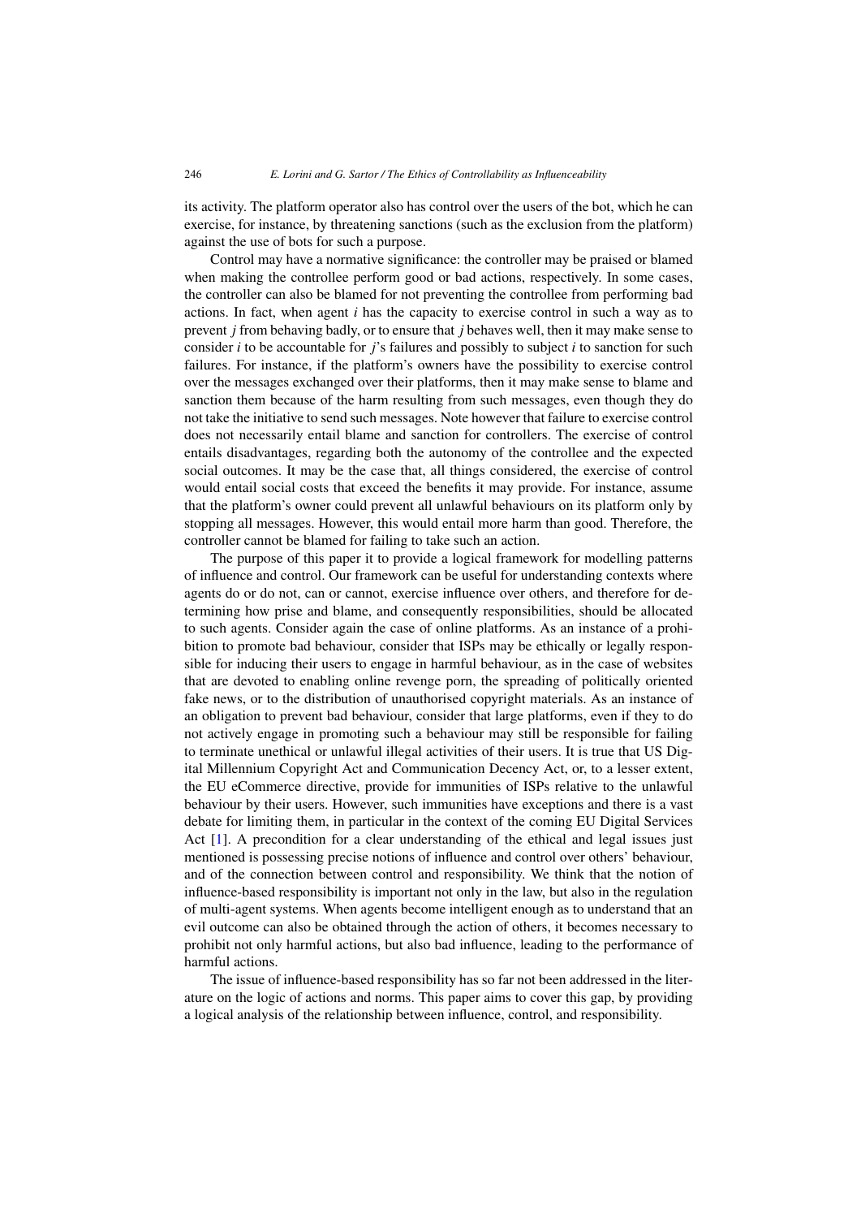its activity. The platform operator also has control over the users of the bot, which he can exercise, for instance, by threatening sanctions (such as the exclusion from the platform) against the use of bots for such a purpose.

Control may have a normative significance: the controller may be praised or blamed when making the controllee perform good or bad actions, respectively. In some cases, the controller can also be blamed for not preventing the controllee from performing bad actions. In fact, when agent $i$ has the capacity to exercise control in such a way as to prevent $j$ from behaving badly, or to ensure that $j$ behaves well, then it may make sense to consider $i$ to be accountable for $j$'s failures and possibly to subject $i$ to sanction for such failures. For instance, if the platform's owners have the possibility to exercise control over the messages exchanged over their platforms, then it may make sense to blame and sanction them because of the harm resulting from such messages, even though they do not take the initiative to send such messages. Note however that failure to exercise control does not necessarily entail blame and sanction for controllers. The exercise of control entails disadvantages, regarding both the autonomy of the controllee and the expected social outcomes. It may be the case that, all things considered, the exercise of control would entail social costs that exceed the benefits it may provide. For instance, assume that the platform's owner could prevent all unlawful behaviours on its platform only by stopping all messages. However, this would entail more harm than good. Therefore, the controller cannot be blamed for failing to take such an action.

The purpose of this paper it to provide a logical framework for modelling patterns of influence and control. Our framework can be useful for understanding contexts where agents do or do not, can or cannot, exercise influence over others, and therefore for determining how prise and blame, and consequently responsibilities, should be allocated to such agents. Consider again the case of online platforms. As an instance of a prohibition to promote bad behaviour, consider that ISPs may be ethically or legally responsible for inducing their users to engage in harmful behaviour, as in the case of websites that are devoted to enabling online revenge porn, the spreading of politically oriented fake news, or to the distribution of unauthorised copyright materials. As an instance of an obligation to prevent bad behaviour, consider that large platforms, even if they to do not actively engage in promoting such a behaviour may still be responsible for failing to terminate unethical or unlawful illegal activities of their users. It is true that US Digital Millennium Copyright Act and Communication Decency Act, or, to a lesser extent, the EU eCommerce directive, provide for immunities of ISPs relative to the unlawful behaviour by their users. However, such immunities have exceptions and there is a vast debate for limiting them, in particular in the context of the coming EU Digital Services Act [1]. A precondition for a clear understanding of the ethical and legal issues just mentioned is possessing precise notions of influence and control over others' behaviour, and of the connection between control and responsibility. We think that the notion of influence-based responsibility is important not only in the law, but also in the regulation of multi-agent systems. When agents become intelligent enough as to understand that an evil outcome can also be obtained through the action of others, it becomes necessary to prohibit not only harmful actions, but also bad influence, leading to the performance of harmful actions.

The issue of influence-based responsibility has so far not been addressed in the literature on the logic of actions and norms. This paper aims to cover this gap, by providing a logical analysis of the relationship between influence, control, and responsibility.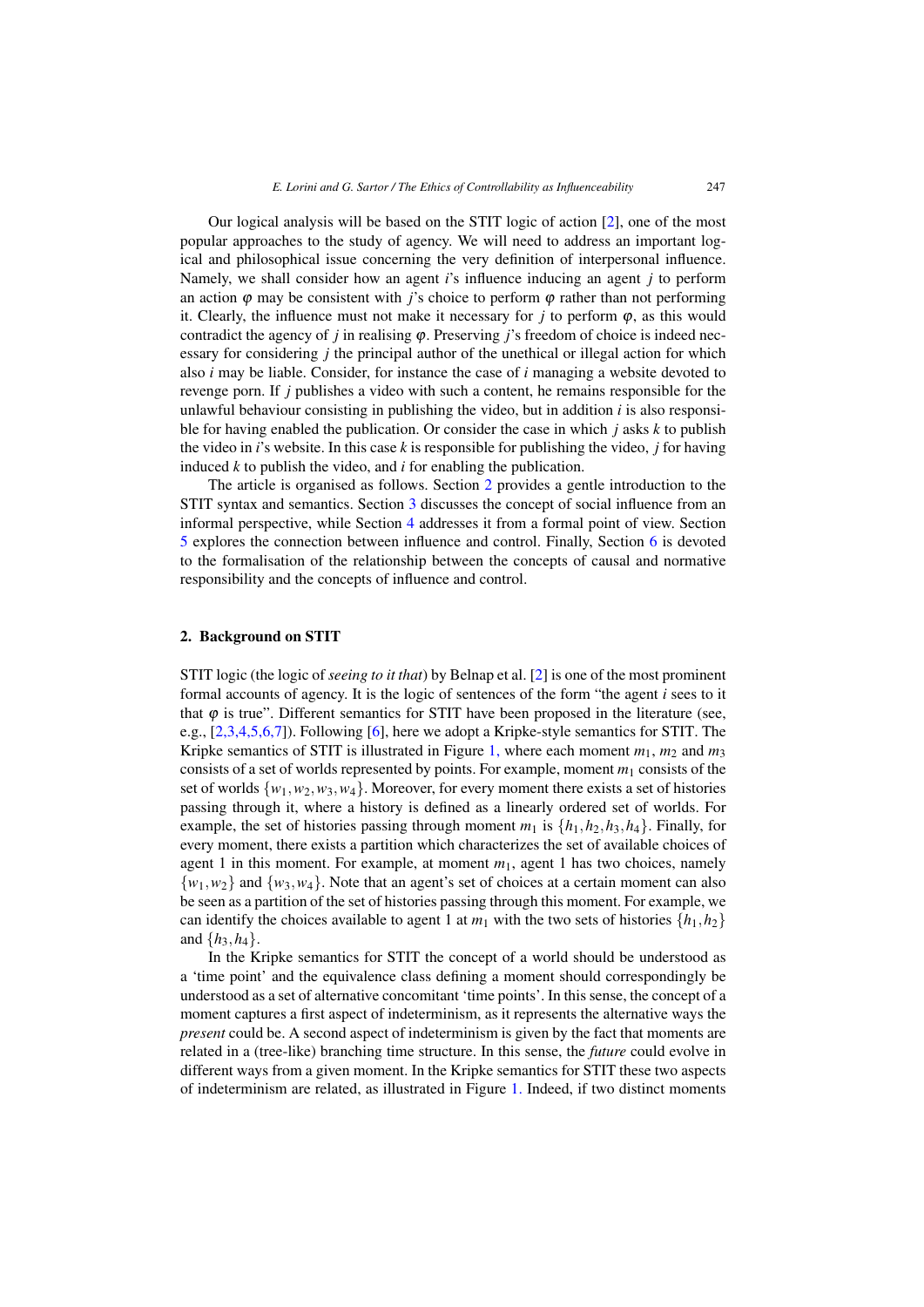Our logical analysis will be based on the STIT logic of action [2], one of the most popular approaches to the study of agency. We will need to address an important logical and philosophical issue concerning the very definition of interpersonal influence. Namely, we shall consider how an agent $i$'s influence inducing an agent $j$ to perform an action $\varphi$ may be consistent with $j$'s choice to perform $\varphi$ rather than not performing it. Clearly, the influence must not make it necessary for $j$ to perform $\varphi$, as this would contradict the agency of $j$ in realising $\varphi$. Preserving $j$'s freedom of choice is indeed necessary for considering $j$ the principal author of the unethical or illegal action for which also $i$ may be liable. Consider, for instance the case of $i$ managing a website devoted to revenge porn. If $j$ publishes a video with such a content, he remains responsible for the unlawful behaviour consisting in publishing the video, but in addition $i$ is also responsible for having enabled the publication. Or consider the case in which $j$ asks $k$ to publish the video in $i$'s website. In this case $k$ is responsible for publishing the video, $j$ for having induced $k$ to publish the video, and $i$ for enabling the publication.

The article is organised as follows. Section 2 provides a gentle introduction to the STIT syntax and semantics. Section 3 discusses the concept of social influence from an informal perspective, while Section 4 addresses it from a formal point of view. Section 5 explores the connection between influence and control. Finally, Section 6 is devoted to the formalisation of the relationship between the concepts of causal and normative responsibility and the concepts of influence and control.

## 2. Background on STIT

STIT logic (the logic of *seeing to it that*) by Belnap et al. [2] is one of the most prominent formal accounts of agency. It is the logic of sentences of the form "the agent $i$ sees to it that $\varphi$ is true". Different semantics for STIT have been proposed in the literature (see, e.g., [2,3,4,5,6,7]). Following [6], here we adopt a Kripke-style semantics for STIT. The Kripke semantics of STIT is illustrated in Figure 1, where each moment $m_1$, $m_2$ and $m_3$ consists of a set of worlds represented by points. For example, moment $m_1$ consists of the set of worlds $\{w_1, w_2, w_3, w_4\}$. Moreover, for every moment there exists a set of histories passing through it, where a history is defined as a linearly ordered set of worlds. For example, the set of histories passing through moment $m_1$ is $\{h_1, h_2, h_3, h_4\}$. Finally, for every moment, there exists a partition which characterizes the set of available choices of agent 1 in this moment. For example, at moment $m_1$, agent 1 has two choices, namely $\{w_1, w_2\}$ and $\{w_3, w_4\}$. Note that an agent's set of choices at a certain moment can also be seen as a partition of the set of histories passing through this moment. For example, we can identify the choices available to agent 1 at $m_1$ with the two sets of histories $\{h_1, h_2\}$ and $\{h_3, h_4\}$.

In the Kripke semantics for STIT the concept of a world should be understood as a 'time point' and the equivalence class defining a moment should correspondingly be understood as a set of alternative concomitant 'time points'. In this sense, the concept of a moment captures a first aspect of indeterminism, as it represents the alternative ways the *present* could be. A second aspect of indeterminism is given by the fact that moments are related in a (tree-like) branching time structure. In this sense, the *future* could evolve in different ways from a given moment. In the Kripke semantics for STIT these two aspects of indeterminism are related, as illustrated in Figure 1. Indeed, if two distinct moments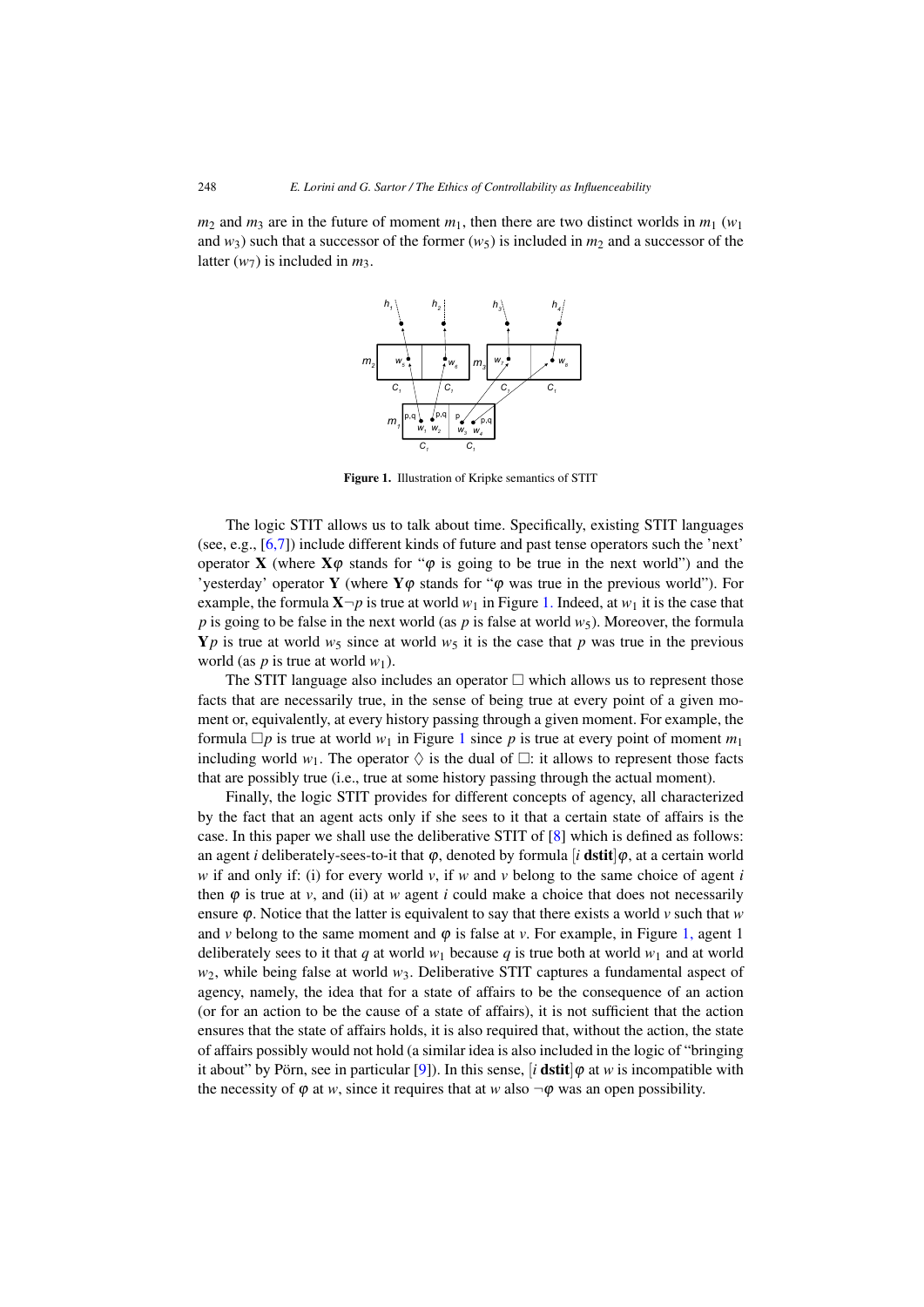$m_2$ and $m_3$ are in the future of moment $m_1$, then there are two distinct worlds in $m_1$ ($w_1$ and $w_3$) such that a successor of the former ($w_5$) is included in $m_2$ and a successor of the latter ($w_7$) is included in $m_3$.

$h_1$

$h_2$

$h_3$

$h_4$

$m_2$

$w_5$

$w_6$

$C_1$

$C_1$

$m_3$

$w_7$

$w_8$

$C_1$

$C_1$

$m_1$

p,q

p,q

p

p,q

$w_1$

$w_2$

$w_3$

$w_4$

$C_1$

$C_1$

**Figure 1.** Illustration of Kripke semantics of STIT

The logic STIT allows us to talk about time. Specifically, existing STIT languages (see, e.g., [6,7]) include different kinds of future and past tense operators such the 'next' operator $\mathbf{X}$ (where $\mathbf{X}\varphi$ stands for "$\varphi$ is going to be true in the next world") and the 'yesterday' operator $\mathbf{Y}$ (where $\mathbf{Y}\varphi$ stands for "$\varphi$ was true in the previous world"). For example, the formula $\mathbf{X}\neg p$ is true at world $w_1$ in Figure 1. Indeed, at $w_1$ it is the case that $p$ is going to be false in the next world (as $p$ is false at world $w_5$). Moreover, the formula $\mathbf{Y}p$ is true at world $w_5$ since at world $w_5$ it is the case that $p$ was true in the previous world (as $p$ is true at world $w_1$).

The STIT language also includes an operator $\Box$ which allows us to represent those facts that are necessarily true, in the sense of being true at every point of a given moment or, equivalently, at every history passing through a given moment. For example, the formula $\Box p$ is true at world $w_1$ in Figure 1 since $p$ is true at every point of moment $m_1$ including world $w_1$. The operator $\Diamond$ is the dual of $\Box$: it allows to represent those facts that are possibly true (i.e., true at some history passing through the actual moment).

Finally, the logic STIT provides for different concepts of agency, all characterized by the fact that an agent acts only if she sees to it that a certain state of affairs is the case. In this paper we shall use the deliberative STIT of [8] which is defined as follows: an agent $i$ deliberately-sees-to-it that $\varphi$, denoted by formula $[i\ \mathbf{dstit}]\varphi$, at a certain world $w$ if and only if: (i) for every world $v$, if $w$ and $v$ belong to the same choice of agent $i$ then $\varphi$ is true at $v$, and (ii) at $w$ agent $i$ could make a choice that does not necessarily ensure $\varphi$. Notice that the latter is equivalent to say that there exists a world $v$ such that $w$ and $v$ belong to the same moment and $\varphi$ is false at $v$. For example, in Figure 1, agent 1 deliberately sees to it that $q$ at world $w_1$ because $q$ is true both at world $w_1$ and at world $w_2$, while being false at world $w_3$. Deliberative STIT captures a fundamental aspect of agency, namely, the idea that for a state of affairs to be the consequence of an action (or for an action to be the cause of a state of affairs), it is not sufficient that the action ensures that the state of affairs holds, it is also required that, without the action, the state of affairs possibly would not hold (a similar idea is also included in the logic of "bringing it about" by Pörn, see in particular [9]). In this sense, $[i\ \mathbf{dstit}]\varphi$ at $w$ is incompatible with the necessity of $\varphi$ at $w$, since it requires that at $w$ also $\neg\varphi$ was an open possibility.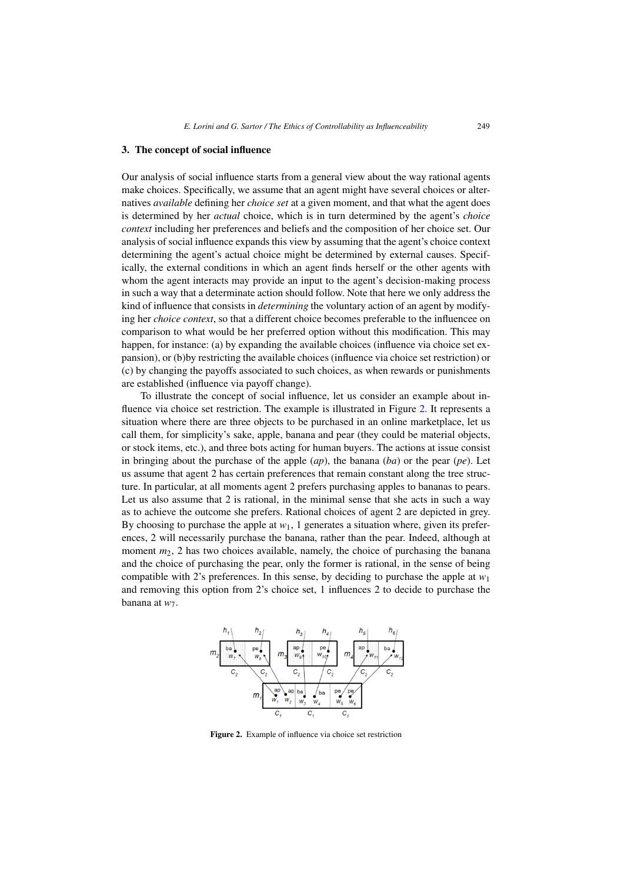## 3. The concept of social influence

Our analysis of social influence starts from a general view about the way rational agents make choices. Specifically, we assume that an agent might have several choices or alternatives *available* defining her *choice set* at a given moment, and that what the agent does is determined by her *actual* choice, which is in turn determined by the agent's *choice context* including her preferences and beliefs and the composition of her choice set. Our analysis of social influence expands this view by assuming that the agent's choice context determining the agent's actual choice might be determined by external causes. Specifically, the external conditions in which an agent finds herself or the other agents with whom the agent interacts may provide an input to the agent's decision-making process in such a way that a determinate action should follow. Note that here we only address the kind of influence that consists in *determining* the voluntary action of an agent by modifying her *choice context*, so that a different choice becomes preferable to the influencee on comparison to what would be her preferred option without this modification. This may happen, for instance: (a) by expanding the available choices (influence via choice set expansion), or (b)by restricting the available choices (influence via choice set restriction) or (c) by changing the payoffs associated to such choices, as when rewards or punishments are established (influence via payoff change).

To illustrate the concept of social influence, let us consider an example about influence via choice set restriction. The example is illustrated in Figure 2. It represents a situation where there are three objects to be purchased in an online marketplace, let us call them, for simplicity's sake, apple, banana and pear (they could be material objects, or stock items, etc.), and three bots acting for human buyers. The actions at issue consist in bringing about the purchase of the apple (*ap*), the banana (*ba*) or the pear (*pe*). Let us assume that agent 2 has certain preferences that remain constant along the tree structure. In particular, at all moments agent 2 prefers purchasing apples to bananas to pears. Let us also assume that 2 is rational, in the minimal sense that she acts in such a way as to achieve the outcome she prefers. Rational choices of agent 2 are depicted in grey. By choosing to purchase the apple at $w_1$, 1 generates a situation where, given its preferences, 2 will necessarily purchase the banana, rather than the pear. Indeed, although at moment $m_2$, 2 has two choices available, namely, the choice of purchasing the banana and the choice of purchasing the pear, only the former is rational, in the sense of being compatible with 2's preferences. In this sense, by deciding to purchase the apple at $w_1$ and removing this option from 2's choice set, 1 influences 2 to decide to purchase the banana at $w_7$.

$h_1$ $h_2$ $h_3$ $h_4$ $h_5$ $h_6$
$m_2$ ba $w_7$ pe $w_8$ $m_3$ ap $w_9$ pe $w_{10}$ $m_4$ ap $w_{11}$ ba $w_{12}$
$C_2$ $C_2$ $C_2$ $C_2$ $C_2$ $C_2$
$m_1$ ap $w_1$ ap $w_2$ ba $w_3$ ba $w_4$ pe $w_5$ pe $w_6$
$C_1$ $C_1$ $C_1$

**Figure 2.** Example of influence via choice set restriction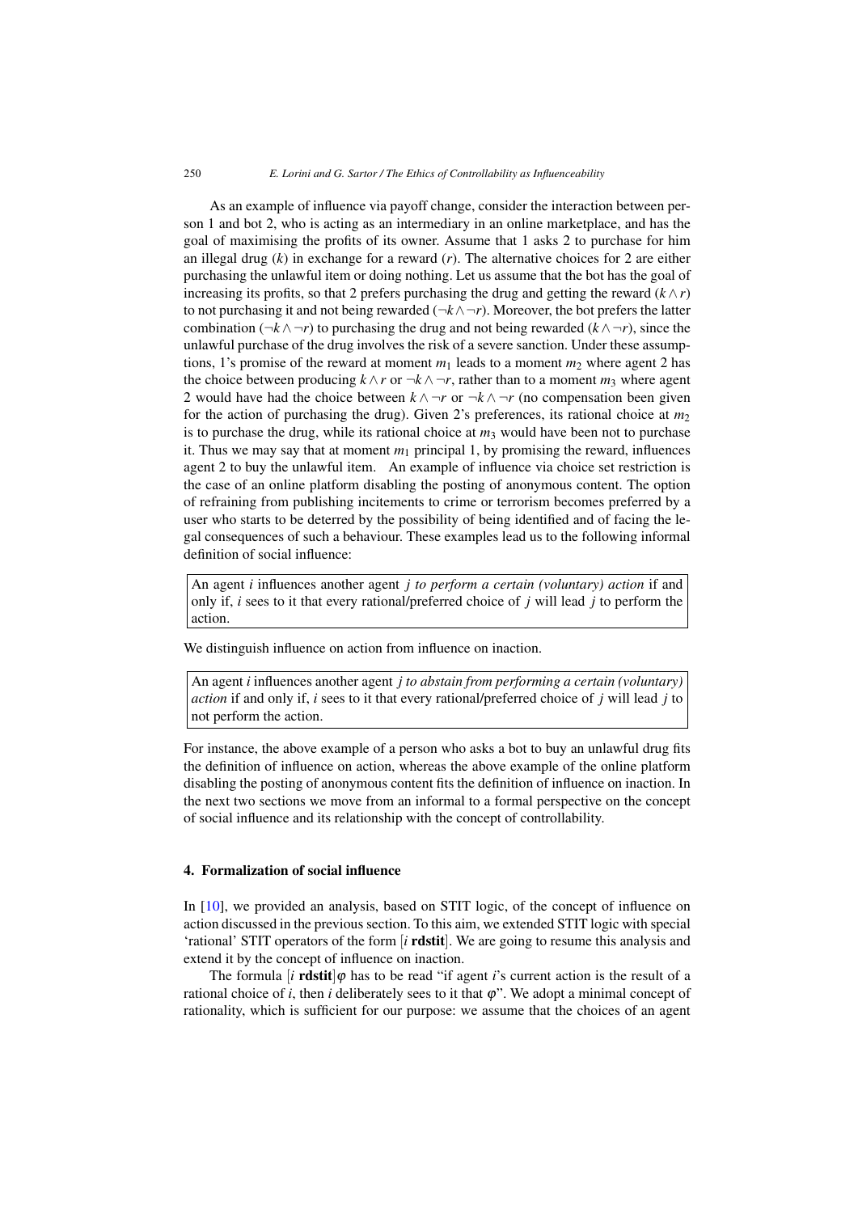As an example of influence via payoff change, consider the interaction between person 1 and bot 2, who is acting as an intermediary in an online marketplace, and has the goal of maximising the profits of its owner. Assume that 1 asks 2 to purchase for him an illegal drug ($k$) in exchange for a reward ($r$). The alternative choices for 2 are either purchasing the unlawful item or doing nothing. Let us assume that the bot has the goal of increasing its profits, so that 2 prefers purchasing the drug and getting the reward ($k \wedge r$) to not purchasing it and not being rewarded ($\neg k \wedge \neg r$). Moreover, the bot prefers the latter combination ($\neg k \wedge \neg r$) to purchasing the drug and not being rewarded ($k \wedge \neg r$), since the unlawful purchase of the drug involves the risk of a severe sanction. Under these assumptions, 1's promise of the reward at moment $m_1$ leads to a moment $m_2$ where agent 2 has the choice between producing $k \wedge r$ or $\neg k \wedge \neg r$, rather than to a moment $m_3$ where agent 2 would have had the choice between $k \wedge \neg r$ or $\neg k \wedge \neg r$ (no compensation been given for the action of purchasing the drug). Given 2's preferences, its rational choice at $m_2$ is to purchase the drug, while its rational choice at $m_3$ would have been not to purchase it. Thus we may say that at moment $m_1$ principal 1, by promising the reward, influences agent 2 to buy the unlawful item. An example of influence via choice set restriction is the case of an online platform disabling the posting of anonymous content. The option of refraining from publishing incitements to crime or terrorism becomes preferred by a user who starts to be deterred by the possibility of being identified and of facing the legal consequences of such a behaviour. These examples lead us to the following informal definition of social influence:

> An agent $i$ influences another agent $j$ *to perform a certain (voluntary) action* if and only if, $i$ sees to it that every rational/preferred choice of $j$ will lead $j$ to perform the action.

We distinguish influence on action from influence on inaction.

> An agent $i$ influences another agent $j$ *to abstain from performing a certain (voluntary) action* if and only if, $i$ sees to it that every rational/preferred choice of $j$ will lead $j$ to not perform the action.

For instance, the above example of a person who asks a bot to buy an unlawful drug fits the definition of influence on action, whereas the above example of the online platform disabling the posting of anonymous content fits the definition of influence on inaction. In the next two sections we move from an informal to a formal perspective on the concept of social influence and its relationship with the concept of controllability.

## 4. Formalization of social influence

In [10], we provided an analysis, based on STIT logic, of the concept of influence on action discussed in the previous section. To this aim, we extended STIT logic with special 'rational' STIT operators of the form $[i \textbf{ rdstit}]$. We are going to resume this analysis and extend it by the concept of influence on inaction.

The formula $[i \textbf{ rdstit}]\varphi$ has to be read "if agent $i$'s current action is the result of a rational choice of $i$, then $i$ deliberately sees to it that $\varphi$". We adopt a minimal concept of rationality, which is sufficient for our purpose: we assume that the choices of an agent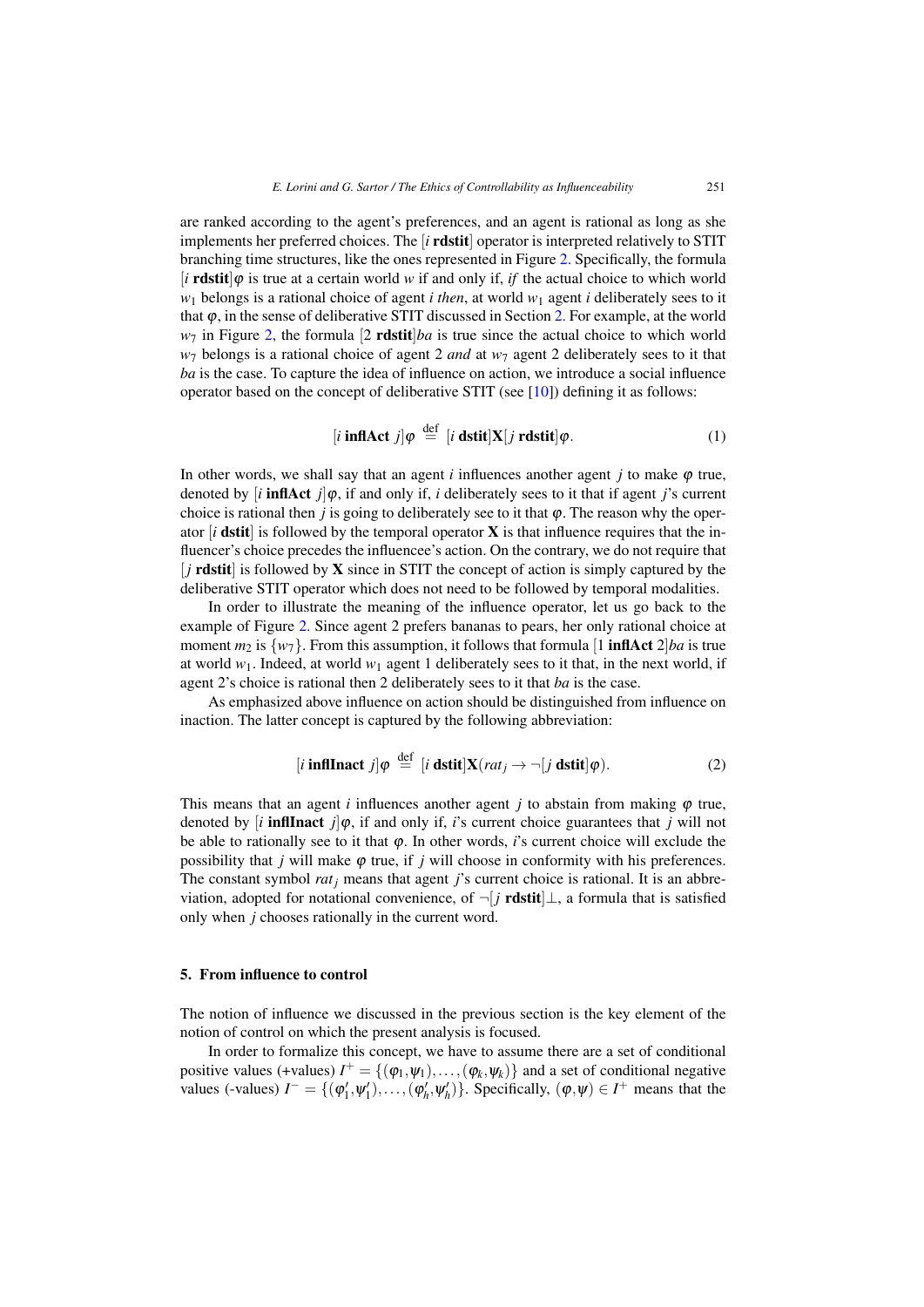are ranked according to the agent's preferences, and an agent is rational as long as she implements her preferred choices. The $[i\ \mathbf{rdstit}]$ operator is interpreted relatively to STIT branching time structures, like the ones represented in Figure 2. Specifically, the formula $[i\ \mathbf{rdstit}]\varphi$ is true at a certain world $w$ if and only if, *if* the actual choice to which world $w_1$ belongs is a rational choice of agent $i$ *then*, at world $w_1$ agent $i$ deliberately sees to it that $\varphi$, in the sense of deliberative STIT discussed in Section 2. For example, at the world $w_7$ in Figure 2, the formula $[2\ \mathbf{rdstit}]ba$ is true since the actual choice to which world $w_7$ belongs is a rational choice of agent 2 *and* at $w_7$ agent 2 deliberately sees to it that $ba$ is the case. To capture the idea of influence on action, we introduce a social influence operator based on the concept of deliberative STIT (see [10]) defining it as follows:

$$[i\ \mathbf{inflAct}\ j]\varphi \stackrel{\text{def}}{=} [i\ \mathbf{dstit}]\mathbf{X}[j\ \mathbf{rdstit}]\varphi. \tag{1}$$

In other words, we shall say that an agent $i$ influences another agent $j$ to make $\varphi$ true, denoted by $[i\ \mathbf{inflAct}\ j]\varphi$, if and only if, $i$ deliberately sees to it that if agent $j$'s current choice is rational then $j$ is going to deliberately see to it that $\varphi$. The reason why the operator $[i\ \mathbf{dstit}]$ is followed by the temporal operator $\mathbf{X}$ is that influence requires that the influencer's choice precedes the influencee's action. On the contrary, we do not require that $[j\ \mathbf{rdstit}]$ is followed by $\mathbf{X}$ since in STIT the concept of action is simply captured by the deliberative STIT operator which does not need to be followed by temporal modalities.

In order to illustrate the meaning of the influence operator, let us go back to the example of Figure 2. Since agent 2 prefers bananas to pears, her only rational choice at moment $m_2$ is $\{w_7\}$. From this assumption, it follows that formula $[1\ \mathbf{inflAct}\ 2]ba$ is true at world $w_1$. Indeed, at world $w_1$ agent 1 deliberately sees to it that, in the next world, if agent 2's choice is rational then 2 deliberately sees to it that $ba$ is the case.

As emphasized above influence on action should be distinguished from influence on inaction. The latter concept is captured by the following abbreviation:

$$[i\ \mathbf{inflInact}\ j]\varphi \stackrel{\text{def}}{=} [i\ \mathbf{dstit}]\mathbf{X}(rat_j \rightarrow \neg[j\ \mathbf{dstit}]\varphi). \tag{2}$$

This means that an agent $i$ influences another agent $j$ to abstain from making $\varphi$ true, denoted by $[i\ \mathbf{inflInact}\ j]\varphi$, if and only if, $i$'s current choice guarantees that $j$ will not be able to rationally see to it that $\varphi$. In other words, $i$'s current choice will exclude the possibility that $j$ will make $\varphi$ true, if $j$ will choose in conformity with his preferences. The constant symbol $rat_j$ means that agent $j$'s current choice is rational. It is an abbreviation, adopted for notational convenience, of $\neg[j\ \mathbf{rdstit}]\bot$, a formula that is satisfied only when $j$ chooses rationally in the current word.

## 5. From influence to control

The notion of influence we discussed in the previous section is the key element of the notion of control on which the present analysis is focused.

In order to formalize this concept, we have to assume there are a set of conditional positive values (+values) $I^+ = \{(\varphi_1,\psi_1),\ldots,(\varphi_k,\psi_k)\}$ and a set of conditional negative values (-values) $I^- = \{(\varphi'_1,\psi'_1),\ldots,(\varphi'_h,\psi'_h)\}$. Specifically, $(\varphi,\psi) \in I^+$ means that the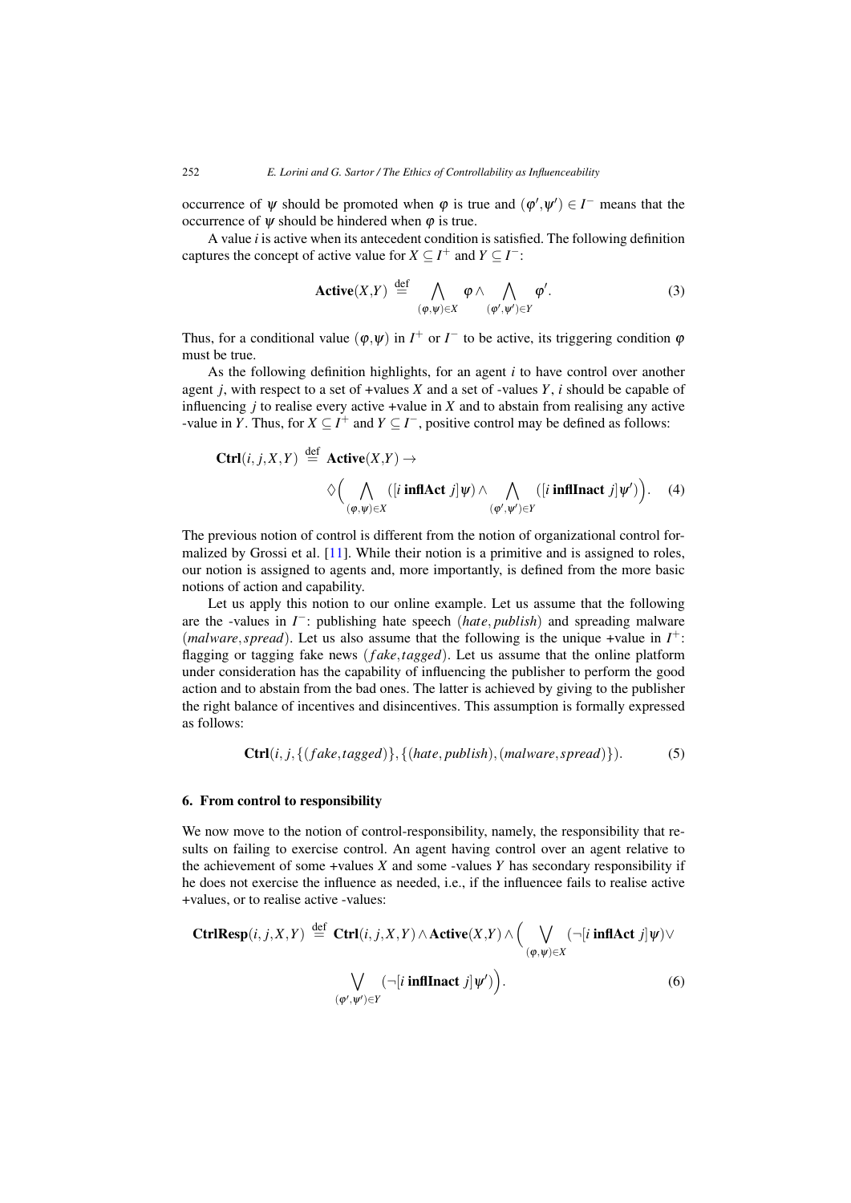occurrence of $\psi$ should be promoted when $\varphi$ is true and $(\varphi', \psi') \in I^-$ means that the occurrence of $\psi$ should be hindered when $\varphi$ is true.

A value $i$ is active when its antecedent condition is satisfied. The following definition captures the concept of active value for $X \subseteq I^+$ and $Y \subseteq I^-$:

$$\mathbf{Active}(X,Y) \stackrel{\text{def}}{=} \bigwedge_{(\varphi,\psi)\in X} \varphi \wedge \bigwedge_{(\varphi',\psi')\in Y} \varphi'. \tag{3}$$

Thus, for a conditional value $(\varphi, \psi)$ in $I^+$ or $I^-$ to be active, its triggering condition $\varphi$ must be true.

As the following definition highlights, for an agent $i$ to have control over another agent $j$, with respect to a set of +values $X$ and a set of -values $Y$, $i$ should be capable of influencing $j$ to realise every active +value in $X$ and to abstain from realising any active -value in $Y$. Thus, for $X \subseteq I^+$ and $Y \subseteq I^-$, positive control may be defined as follows:

$$\mathbf{Ctrl}(i,j,X,Y) \stackrel{\text{def}}{=} \mathbf{Active}(X,Y) \rightarrow \Diamond\Big(\bigwedge_{(\varphi,\psi)\in X} ([i\ \mathbf{inflAct}\ j]\psi) \wedge \bigwedge_{(\varphi',\psi')\in Y} ([i\ \mathbf{inflInact}\ j]\psi')\Big). \tag{4}$$

The previous notion of control is different from the notion of organizational control formalized by Grossi et al. [11]. While their notion is a primitive and is assigned to roles, our notion is assigned to agents and, more importantly, is defined from the more basic notions of action and capability.

Let us apply this notion to our online example. Let us assume that the following are the -values in $I^-$: publishing hate speech $(hate, publish)$ and spreading malware $(malware, spread)$. Let us also assume that the following is the unique +value in $I^+$: flagging or tagging fake news $(fake, tagged)$. Let us assume that the online platform under consideration has the capability of influencing the publisher to perform the good action and to abstain from the bad ones. The latter is achieved by giving to the publisher the right balance of incentives and disincentives. This assumption is formally expressed as follows:

$$\mathbf{Ctrl}(i,j,\{(fake,tagged)\},\{(hate,publish),(malware,spread)\}). \tag{5}$$

## 6. From control to responsibility

We now move to the notion of control-responsibility, namely, the responsibility that results on failing to exercise control. An agent having control over an agent relative to the achievement of some +values $X$ and some -values $Y$ has secondary responsibility if he does not exercise the influence as needed, i.e., if the influencee fails to realise active +values, or to realise active -values:

$$\mathbf{CtrlResp}(i,j,X,Y) \stackrel{\text{def}}{=} \mathbf{Ctrl}(i,j,X,Y) \wedge \mathbf{Active}(X,Y) \wedge \Big(\bigvee_{(\varphi,\psi)\in X} (\neg[i\ \mathbf{inflAct}\ j]\psi) \vee \bigvee_{(\varphi',\psi')\in Y} (\neg[i\ \mathbf{inflInact}\ j]\psi')\Big). \tag{6}$$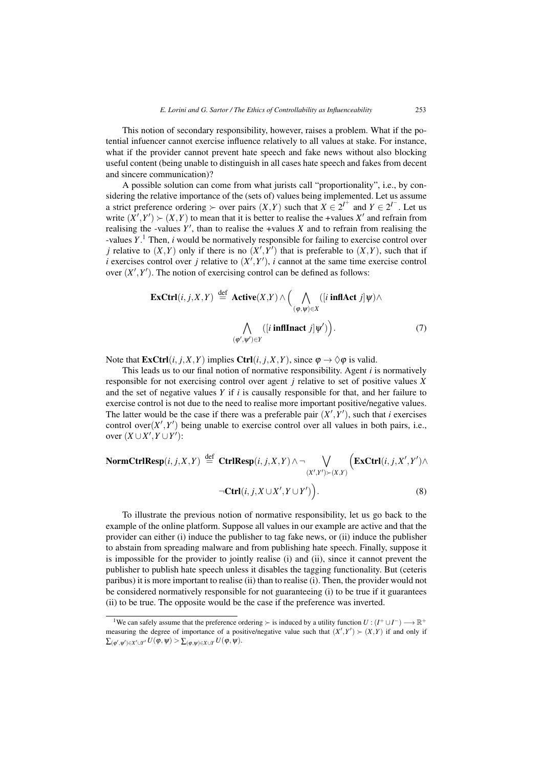This notion of secondary responsibility, however, raises a problem. What if the potential infuencer cannot exercise influence relatively to all values at stake. For instance, what if the provider cannot prevent hate speech and fake news without also blocking useful content (being unable to distinguish in all cases hate speech and fakes from decent and sincere communication)?

A possible solution can come from what jurists call "proportionality", i.e., by considering the relative importance of the (sets of) values being implemented. Let us assume a strict preference ordering $\succ$ over pairs $(X,Y)$ such that $X \in 2^{I^+}$ and $Y \in 2^{I^-}$. Let us write $(X',Y') \succ (X,Y)$ to mean that it is better to realise the +values $X'$ and refrain from realising the -values $Y'$, than to realise the +values $X$ and to refrain from realising the -values $Y$.[1] Then, $i$ would be normatively responsible for failing to exercise control over $j$ relative to $(X,Y)$ only if there is no $(X',Y')$ that is preferable to $(X,Y)$, such that if $i$ exercises control over $j$ relative to $(X',Y')$, $i$ cannot at the same time exercise control over $(X',Y')$. The notion of exercising control can be defined as follows:

$$\mathbf{ExCtrl}(i,j,X,Y) \stackrel{\text{def}}{=} \mathbf{Active}(X,Y) \wedge \Big( \bigwedge_{(\varphi,\psi)\in X} ([i\ \mathbf{inflAct}\ j]\psi) \wedge \bigwedge_{(\varphi',\psi')\in Y} ([i\ \mathbf{inflInact}\ j]\psi') \Big). \tag{7}$$

Note that $\mathbf{ExCtrl}(i,j,X,Y)$ implies $\mathbf{Ctrl}(i,j,X,Y)$, since $\varphi \rightarrow \Diamond\varphi$ is valid.

This leads us to our final notion of normative responsibility. Agent $i$ is normatively responsible for not exercising control over agent $j$ relative to set of positive values $X$ and the set of negative values $Y$ if $i$ is causally responsible for that, and her failure to exercise control is not due to the need to realise more important positive/negative values. The latter would be the case if there was a preferable pair $(X',Y')$, such that $i$ exercises control over$(X',Y')$ being unable to exercise control over all values in both pairs, i.e., over $(X \cup X', Y \cup Y')$:

$$\mathbf{NormCtrlResp}(i,j,X,Y) \stackrel{\text{def}}{=} \mathbf{CtrlResp}(i,j,X,Y) \wedge \neg \bigvee_{(X',Y')\succ(X,Y)} \Big( \mathbf{ExCtrl}(i,j,X',Y') \wedge \neg \mathbf{Ctrl}(i,j,X \cup X', Y \cup Y') \Big). \tag{8}$$

To illustrate the previous notion of normative responsibility, let us go back to the example of the online platform. Suppose all values in our example are active and that the provider can either (i) induce the publisher to tag fake news, or (ii) induce the publisher to abstain from spreading malware and from publishing hate speech. Finally, suppose it is impossible for the provider to jointly realise (i) and (ii), since it cannot prevent the publisher to publish hate speech unless it disables the tagging functionality. But (ceteris paribus) it is more important to realise (ii) than to realise (i). Then, the provider would not be considered normatively responsible for not guaranteeing (i) to be true if it guarantees (ii) to be true. The opposite would be the case if the preference was inverted.

[1] We can safely assume that the preference ordering $\succ$ is induced by a utility function $U : (I^+ \cup I^-) \longrightarrow \mathbb{R}^+$ measuring the degree of importance of a positive/negative value such that $(X',Y') \succ (X,Y)$ if and only if $\sum_{(\varphi',\psi')\in X'\cup Y'} U(\varphi,\psi) > \sum_{(\varphi,\psi)\in X\cup Y} U(\varphi,\psi)$.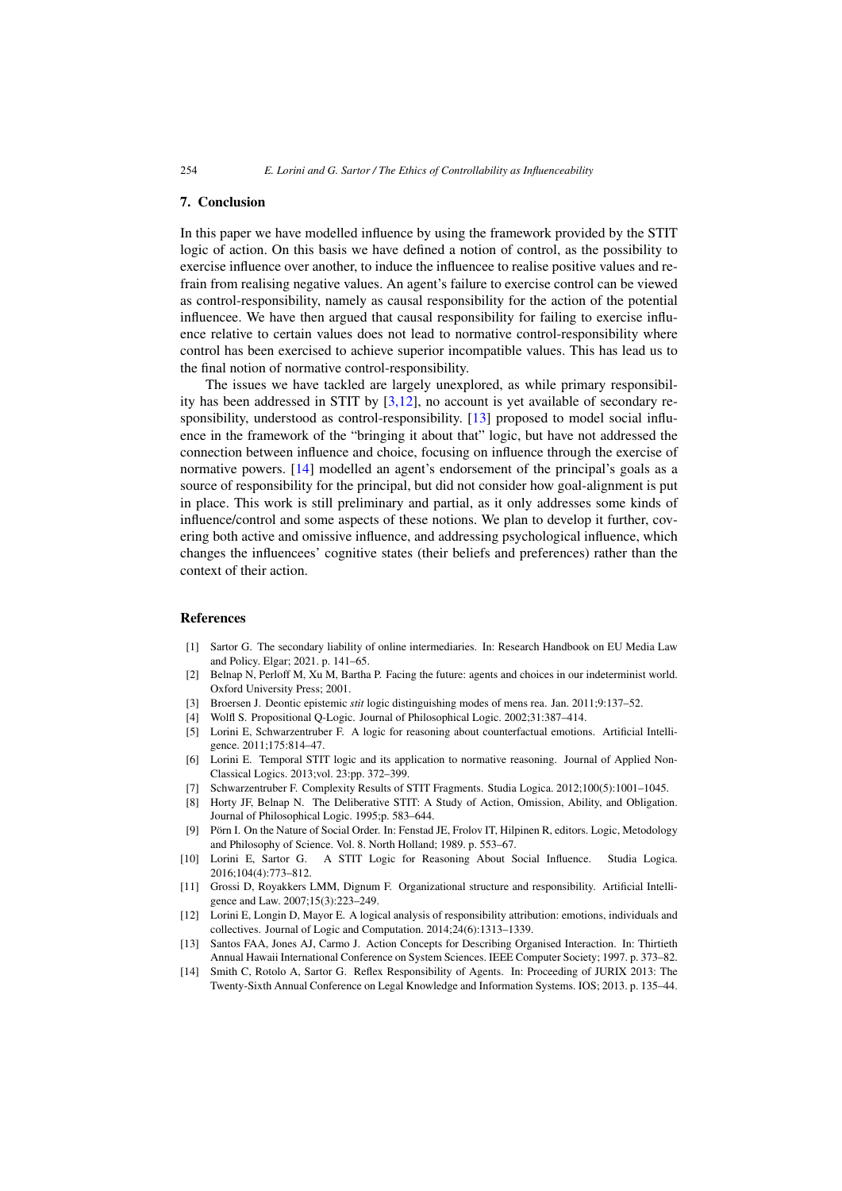## 7. Conclusion

In this paper we have modelled influence by using the framework provided by the STIT logic of action. On this basis we have defined a notion of control, as the possibility to exercise influence over another, to induce the influencee to realise positive values and refrain from realising negative values. An agent's failure to exercise control can be viewed as control-responsibility, namely as causal responsibility for the action of the potential influencee. We have then argued that causal responsibility for failing to exercise influence relative to certain values does not lead to normative control-responsibility where control has been exercised to achieve superior incompatible values. This has lead us to the final notion of normative control-responsibility.

The issues we have tackled are largely unexplored, as while primary responsibility has been addressed in STIT by [3,12], no account is yet available of secondary responsibility, understood as control-responsibility. [13] proposed to model social influence in the framework of the "bringing it about that" logic, but have not addressed the connection between influence and choice, focusing on influence through the exercise of normative powers. [14] modelled an agent's endorsement of the principal's goals as a source of responsibility for the principal, but did not consider how goal-alignment is put in place. This work is still preliminary and partial, as it only addresses some kinds of influence/control and some aspects of these notions. We plan to develop it further, covering both active and omissive influence, and addressing psychological influence, which changes the influencees' cognitive states (their beliefs and preferences) rather than the context of their action.

## References

[1] Sartor G. The secondary liability of online intermediaries. In: Research Handbook on EU Media Law and Policy. Elgar; 2021. p. 141–65.

[2] Belnap N, Perloff M, Xu M, Bartha P. Facing the future: agents and choices in our indeterminist world. Oxford University Press; 2001.

[3] Broersen J. Deontic epistemic *stit* logic distinguishing modes of mens rea. Jan. 2011;9:137–52.

[4] Wolfl S. Propositional Q-Logic. Journal of Philosophical Logic. 2002;31:387–414.

[5] Lorini E, Schwarzentruber F. A logic for reasoning about counterfactual emotions. Artificial Intelligence. 2011;175:814–47.

[6] Lorini E. Temporal STIT logic and its application to normative reasoning. Journal of Applied Non-Classical Logics. 2013;vol. 23:pp. 372–399.

[7] Schwarzentruber F. Complexity Results of STIT Fragments. Studia Logica. 2012;100(5):1001–1045.

[8] Horty JF, Belnap N. The Deliberative STIT: A Study of Action, Omission, Ability, and Obligation. Journal of Philosophical Logic. 1995;p. 583–644.

[9] Pörn I. On the Nature of Social Order. In: Fenstad JE, Frolov IT, Hilpinen R, editors. Logic, Metodology and Philosophy of Science. Vol. 8. North Holland; 1989. p. 553–67.

[10] Lorini E, Sartor G. A STIT Logic for Reasoning About Social Influence. Studia Logica. 2016;104(4):773–812.

[11] Grossi D, Royakkers LMM, Dignum F. Organizational structure and responsibility. Artificial Intelligence and Law. 2007;15(3):223–249.

[12] Lorini E, Longin D, Mayor E. A logical analysis of responsibility attribution: emotions, individuals and collectives. Journal of Logic and Computation. 2014;24(6):1313–1339.

[13] Santos FAA, Jones AJ, Carmo J. Action Concepts for Describing Organised Interaction. In: Thirtieth Annual Hawaii International Conference on System Sciences. IEEE Computer Society; 1997. p. 373–82.

[14] Smith C, Rotolo A, Sartor G. Reflex Responsibility of Agents. In: Proceeding of JURIX 2013: The Twenty-Sixth Annual Conference on Legal Knowledge and Information Systems. IOS; 2013. p. 135–44.